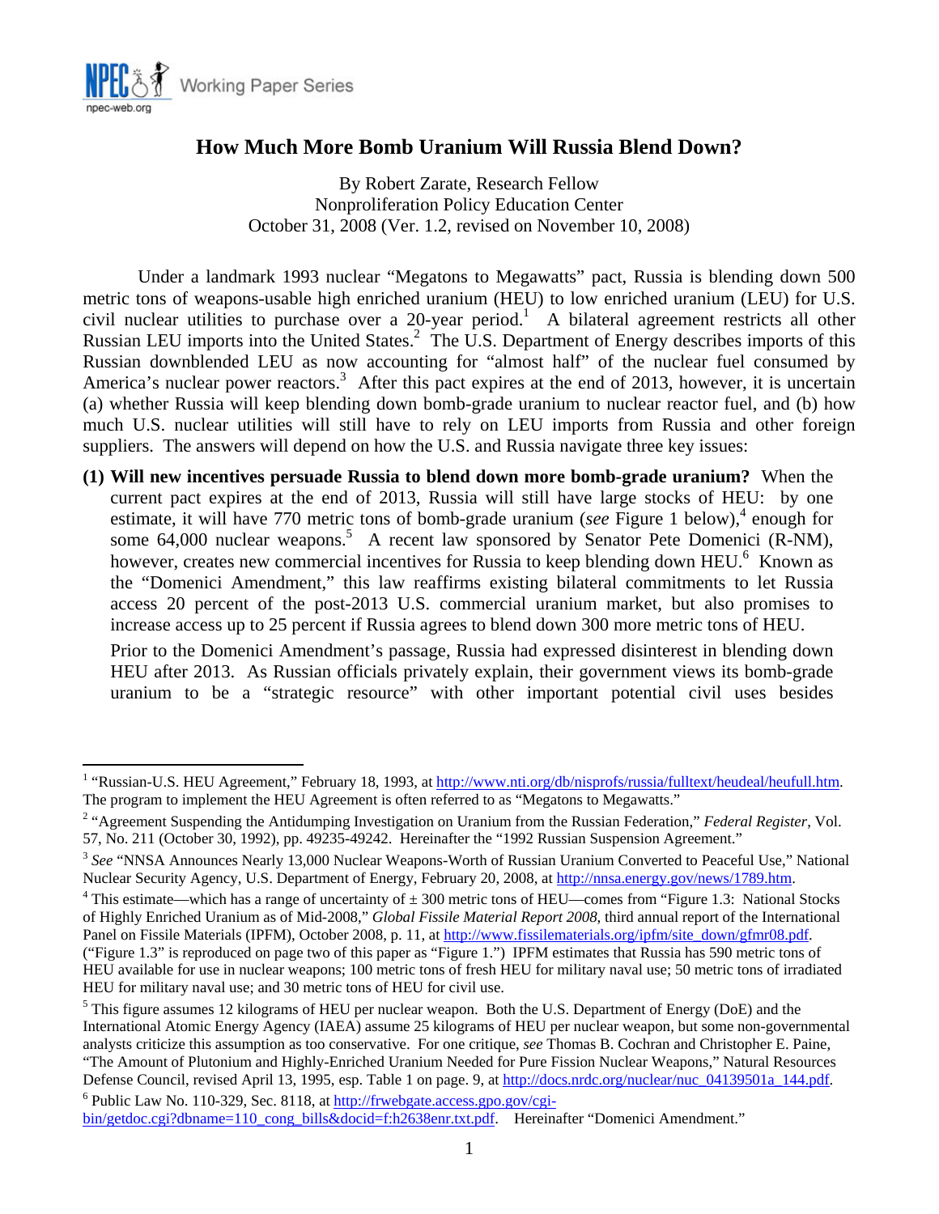NPEC Working Paper Series
npec-web.org

# How Much More Bomb Uranium Will Russia Blend Down?

By Robert Zarate, Research Fellow
Nonproliferation Policy Education Center
October 31, 2008 (Ver. 1.2, revised on November 10, 2008)

Under a landmark 1993 nuclear "Megatons to Megawatts" pact, Russia is blending down 500 metric tons of weapons-usable high enriched uranium (HEU) to low enriched uranium (LEU) for U.S. civil nuclear utilities to purchase over a 20-year period.[1] A bilateral agreement restricts all other Russian LEU imports into the United States.[2] The U.S. Department of Energy describes imports of this Russian downblended LEU as now accounting for "almost half" of the nuclear fuel consumed by America's nuclear power reactors.[3] After this pact expires at the end of 2013, however, it is uncertain (a) whether Russia will keep blending down bomb-grade uranium to nuclear reactor fuel, and (b) how much U.S. nuclear utilities will still have to rely on LEU imports from Russia and other foreign suppliers. The answers will depend on how the U.S. and Russia navigate three key issues:

**(1) Will new incentives persuade Russia to blend down more bomb-grade uranium?** When the current pact expires at the end of 2013, Russia will still have large stocks of HEU: by one estimate, it will have 770 metric tons of bomb-grade uranium (*see* Figure 1 below),[4] enough for some 64,000 nuclear weapons.[5] A recent law sponsored by Senator Pete Domenici (R-NM), however, creates new commercial incentives for Russia to keep blending down HEU.[6] Known as the "Domenici Amendment," this law reaffirms existing bilateral commitments to let Russia access 20 percent of the post-2013 U.S. commercial uranium market, but also promises to increase access up to 25 percent if Russia agrees to blend down 300 more metric tons of HEU.

Prior to the Domenici Amendment's passage, Russia had expressed disinterest in blending down HEU after 2013. As Russian officials privately explain, their government views its bomb-grade uranium to be a "strategic resource" with other important potential civil uses besides

---

[1] "Russian-U.S. HEU Agreement," February 18, 1993, at http://www.nti.org/db/nisprofs/russia/fulltext/heudeal/heufull.htm. The program to implement the HEU Agreement is often referred to as "Megatons to Megawatts."

[2] "Agreement Suspending the Antidumping Investigation on Uranium from the Russian Federation," *Federal Register*, Vol. 57, No. 211 (October 30, 1992), pp. 49235-49242. Hereinafter the "1992 Russian Suspension Agreement."

[3] *See* "NNSA Announces Nearly 13,000 Nuclear Weapons-Worth of Russian Uranium Converted to Peaceful Use," National Nuclear Security Agency, U.S. Department of Energy, February 20, 2008, at http://nnsa.energy.gov/news/1789.htm.

[4] This estimate—which has a range of uncertainty of ± 300 metric tons of HEU—comes from "Figure 1.3: National Stocks of Highly Enriched Uranium as of Mid-2008," *Global Fissile Material Report 2008*, third annual report of the International Panel on Fissile Materials (IPFM), October 2008, p. 11, at http://www.fissilematerials.org/ipfm/site_down/gfmr08.pdf. ("Figure 1.3" is reproduced on page two of this paper as "Figure 1.") IPFM estimates that Russia has 590 metric tons of HEU available for use in nuclear weapons; 100 metric tons of fresh HEU for military naval use; 50 metric tons of irradiated HEU for military naval use; and 30 metric tons of HEU for civil use.

[5] This figure assumes 12 kilograms of HEU per nuclear weapon. Both the U.S. Department of Energy (DoE) and the International Atomic Energy Agency (IAEA) assume 25 kilograms of HEU per nuclear weapon, but some non-governmental analysts criticize this assumption as too conservative. For one critique, *see* Thomas B. Cochran and Christopher E. Paine, "The Amount of Plutonium and Highly-Enriched Uranium Needed for Pure Fission Nuclear Weapons," Natural Resources Defense Council, revised April 13, 1995, esp. Table 1 on page. 9, at http://docs.nrdc.org/nuclear/nuc_04139501a_144.pdf.

[6] Public Law No. 110-329, Sec. 8118, at http://frwebgate.access.gpo.gov/cgi-bin/getdoc.cgi?dbname=110_cong_bills&docid=f:h2638enr.txt.pdf. Hereinafter "Domenici Amendment."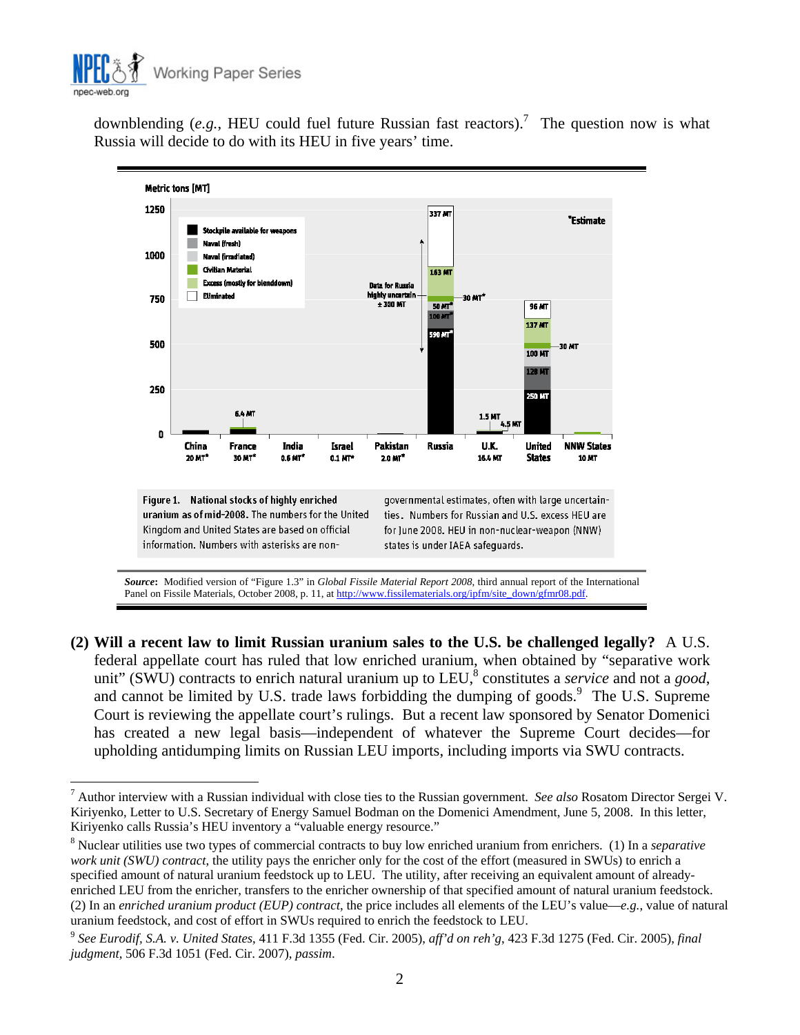downblending (*e.g.*, HEU could fuel future Russian fast reactors).[7] The question now is what Russia will decide to do with its HEU in five years' time.

**Figure 1. National stocks of highly enriched uranium as of mid-2008.** The numbers for the United Kingdom and United States are based on official information. Numbers with asterisks are non-governmental estimates, often with large uncertainties. Numbers for Russian and U.S. excess HEU are for June 2008. HEU in non-nuclear-weapon (NNW) states is under IAEA safeguards.

***Source*:** Modified version of "Figure 1.3" in *Global Fissile Material Report 2008*, third annual report of the International Panel on Fissile Materials, October 2008, p. 11, at http://www.fissilematerials.org/ipfm/site_down/gfmr08.pdf.

**(2) Will a recent law to limit Russian uranium sales to the U.S. be challenged legally?** A U.S. federal appellate court has ruled that low enriched uranium, when obtained by "separative work unit" (SWU) contracts to enrich natural uranium up to LEU,[8] constitutes a *service* and not a *good*, and cannot be limited by U.S. trade laws forbidding the dumping of goods.[9] The U.S. Supreme Court is reviewing the appellate court's rulings. But a recent law sponsored by Senator Domenici has created a new legal basis—independent of whatever the Supreme Court decides—for upholding antidumping limits on Russian LEU imports, including imports via SWU contracts.

---

[7] Author interview with a Russian individual with close ties to the Russian government. *See also* Rosatom Director Sergei V. Kiriyenko, Letter to U.S. Secretary of Energy Samuel Bodman on the Domenici Amendment, June 5, 2008. In this letter, Kiriyenko calls Russia's HEU inventory a "valuable energy resource."

[8] Nuclear utilities use two types of commercial contracts to buy low enriched uranium from enrichers. (1) In a *separative work unit (SWU) contract*, the utility pays the enricher only for the cost of the effort (measured in SWUs) to enrich a specified amount of natural uranium feedstock up to LEU. The utility, after receiving an equivalent amount of already-enriched LEU from the enricher, transfers to the enricher ownership of that specified amount of natural uranium feedstock. (2) In an *enriched uranium product (EUP) contract*, the price includes all elements of the LEU's value—*e.g.*, value of natural uranium feedstock, and cost of effort in SWUs required to enrich the feedstock to LEU.

[9] *See Eurodif, S.A. v. United States*, 411 F.3d 1355 (Fed. Cir. 2005), *aff'd on reh'g*, 423 F.3d 1275 (Fed. Cir. 2005), *final judgment*, 506 F.3d 1051 (Fed. Cir. 2007), *passim*.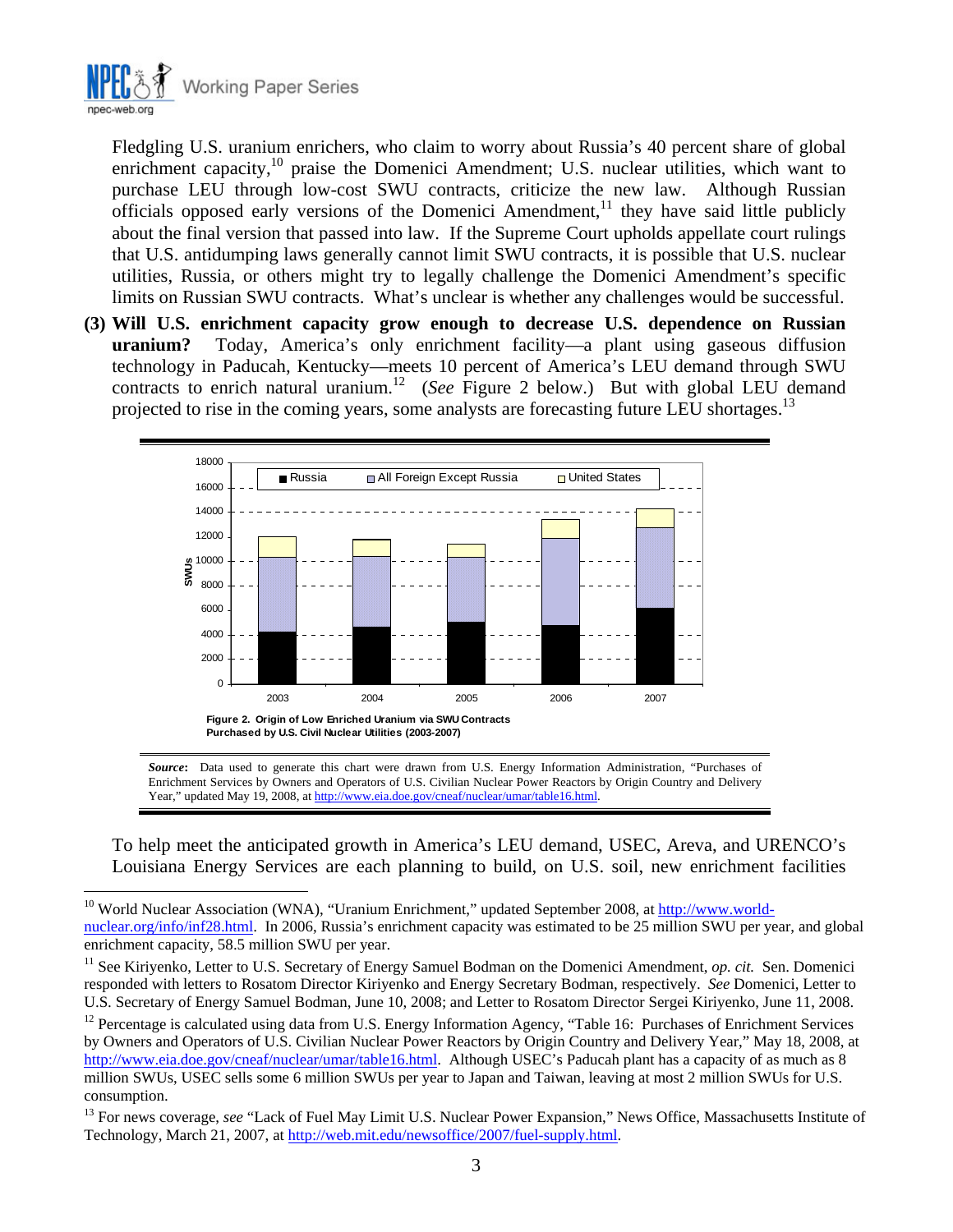Fledgling U.S. uranium enrichers, who claim to worry about Russia's 40 percent share of global enrichment capacity,[10] praise the Domenici Amendment; U.S. nuclear utilities, which want to purchase LEU through low-cost SWU contracts, criticize the new law. Although Russian officials opposed early versions of the Domenici Amendment,[11] they have said little publicly about the final version that passed into law. If the Supreme Court upholds appellate court rulings that U.S. antidumping laws generally cannot limit SWU contracts, it is possible that U.S. nuclear utilities, Russia, or others might try to legally challenge the Domenici Amendment's specific limits on Russian SWU contracts. What's unclear is whether any challenges would be successful.

**(3) Will U.S. enrichment capacity grow enough to decrease U.S. dependence on Russian uranium?** Today, America's only enrichment facility—a plant using gaseous diffusion technology in Paducah, Kentucky—meets 10 percent of America's LEU demand through SWU contracts to enrich natural uranium.[12] (*See* Figure 2 below.) But with global LEU demand projected to rise in the coming years, some analysts are forecasting future LEU shortages.[13]

**Figure 2. Origin of Low Enriched Uranium via SWU Contracts Purchased by U.S. Civil Nuclear Utilities (2003-2007)**

***Source*:** Data used to generate this chart were drawn from U.S. Energy Information Administration, "Purchases of Enrichment Services by Owners and Operators of U.S. Civilian Nuclear Power Reactors by Origin Country and Delivery Year," updated May 19, 2008, at http://www.eia.doe.gov/cneaf/nuclear/umar/table16.html.

To help meet the anticipated growth in America's LEU demand, USEC, Areva, and URENCO's Louisiana Energy Services are each planning to build, on U.S. soil, new enrichment facilities

---

[10] World Nuclear Association (WNA), "Uranium Enrichment," updated September 2008, at http://www.world-nuclear.org/info/inf28.html. In 2006, Russia's enrichment capacity was estimated to be 25 million SWU per year, and global enrichment capacity, 58.5 million SWU per year.

[11] See Kiriyenko, Letter to U.S. Secretary of Energy Samuel Bodman on the Domenici Amendment, *op. cit.* Sen. Domenici responded with letters to Rosatom Director Kiriyenko and Energy Secretary Bodman, respectively. *See* Domenici, Letter to U.S. Secretary of Energy Samuel Bodman, June 10, 2008; and Letter to Rosatom Director Sergei Kiriyenko, June 11, 2008.

[12] Percentage is calculated using data from U.S. Energy Information Agency, "Table 16: Purchases of Enrichment Services by Owners and Operators of U.S. Civilian Nuclear Power Reactors by Origin Country and Delivery Year," May 18, 2008, at http://www.eia.doe.gov/cneaf/nuclear/umar/table16.html. Although USEC's Paducah plant has a capacity of as much as 8 million SWUs, USEC sells some 6 million SWUs per year to Japan and Taiwan, leaving at most 2 million SWUs for U.S. consumption.

[13] For news coverage, *see* "Lack of Fuel May Limit U.S. Nuclear Power Expansion," News Office, Massachusetts Institute of Technology, March 21, 2007, at http://web.mit.edu/newsoffice/2007/fuel-supply.html.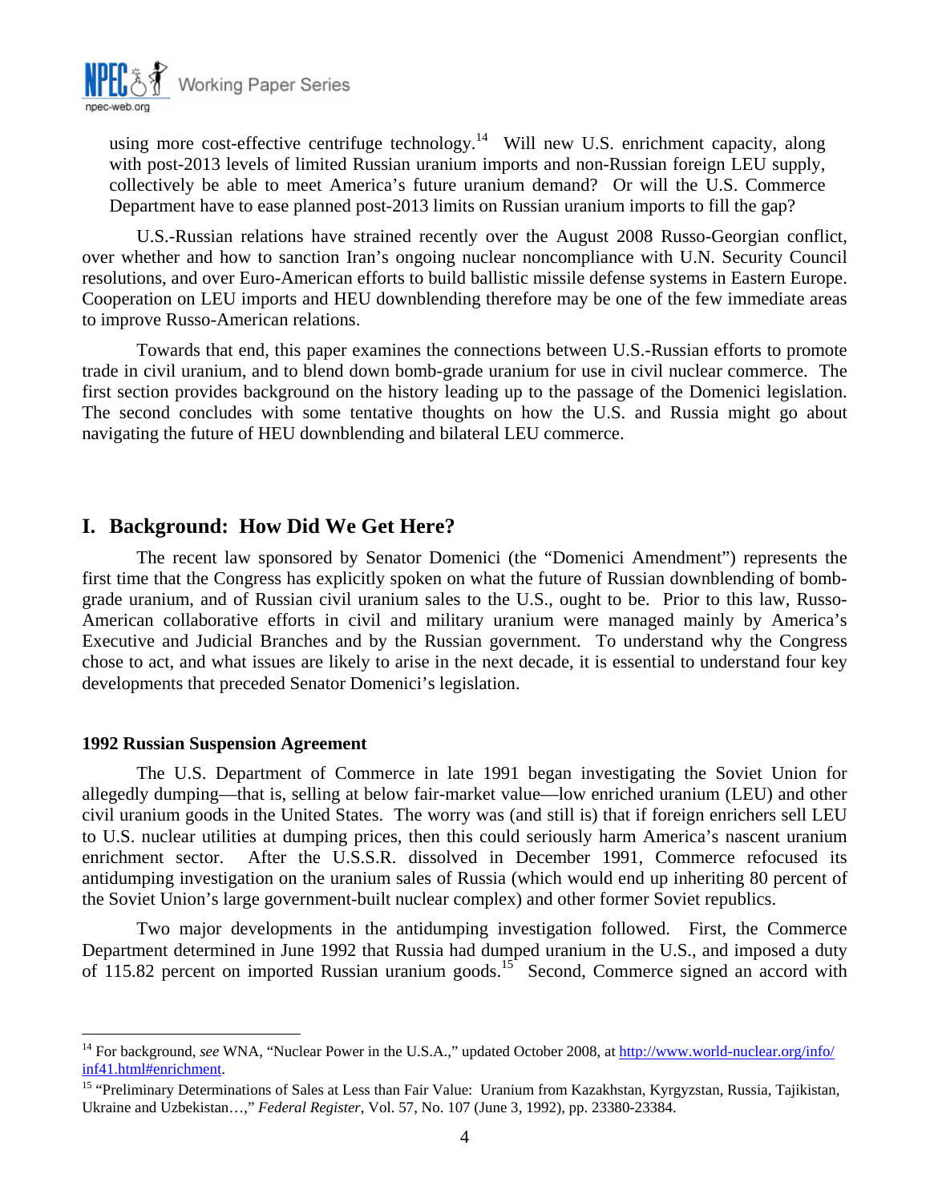using more cost-effective centrifuge technology.[14] Will new U.S. enrichment capacity, along with post-2013 levels of limited Russian uranium imports and non-Russian foreign LEU supply, collectively be able to meet America's future uranium demand? Or will the U.S. Commerce Department have to ease planned post-2013 limits on Russian uranium imports to fill the gap?

U.S.-Russian relations have strained recently over the August 2008 Russo-Georgian conflict, over whether and how to sanction Iran's ongoing nuclear noncompliance with U.N. Security Council resolutions, and over Euro-American efforts to build ballistic missile defense systems in Eastern Europe. Cooperation on LEU imports and HEU downblending therefore may be one of the few immediate areas to improve Russo-American relations.

Towards that end, this paper examines the connections between U.S.-Russian efforts to promote trade in civil uranium, and to blend down bomb-grade uranium for use in civil nuclear commerce. The first section provides background on the history leading up to the passage of the Domenici legislation. The second concludes with some tentative thoughts on how the U.S. and Russia might go about navigating the future of HEU downblending and bilateral LEU commerce.

## I. Background: How Did We Get Here?

The recent law sponsored by Senator Domenici (the "Domenici Amendment") represents the first time that the Congress has explicitly spoken on what the future of Russian downblending of bomb-grade uranium, and of Russian civil uranium sales to the U.S., ought to be. Prior to this law, Russo-American collaborative efforts in civil and military uranium were managed mainly by America's Executive and Judicial Branches and by the Russian government. To understand why the Congress chose to act, and what issues are likely to arise in the next decade, it is essential to understand four key developments that preceded Senator Domenici's legislation.

### 1992 Russian Suspension Agreement

The U.S. Department of Commerce in late 1991 began investigating the Soviet Union for allegedly dumping—that is, selling at below fair-market value—low enriched uranium (LEU) and other civil uranium goods in the United States. The worry was (and still is) that if foreign enrichers sell LEU to U.S. nuclear utilities at dumping prices, then this could seriously harm America's nascent uranium enrichment sector. After the U.S.S.R. dissolved in December 1991, Commerce refocused its antidumping investigation on the uranium sales of Russia (which would end up inheriting 80 percent of the Soviet Union's large government-built nuclear complex) and other former Soviet republics.

Two major developments in the antidumping investigation followed. First, the Commerce Department determined in June 1992 that Russia had dumped uranium in the U.S., and imposed a duty of 115.82 percent on imported Russian uranium goods.[15] Second, Commerce signed an accord with

---

[14] For background, *see* WNA, "Nuclear Power in the U.S.A.," updated October 2008, at http://www.world-nuclear.org/info/inf41.html#enrichment.

[15] "Preliminary Determinations of Sales at Less than Fair Value: Uranium from Kazakhstan, Kyrgyzstan, Russia, Tajikistan, Ukraine and Uzbekistan…," *Federal Register*, Vol. 57, No. 107 (June 3, 1992), pp. 23380-23384.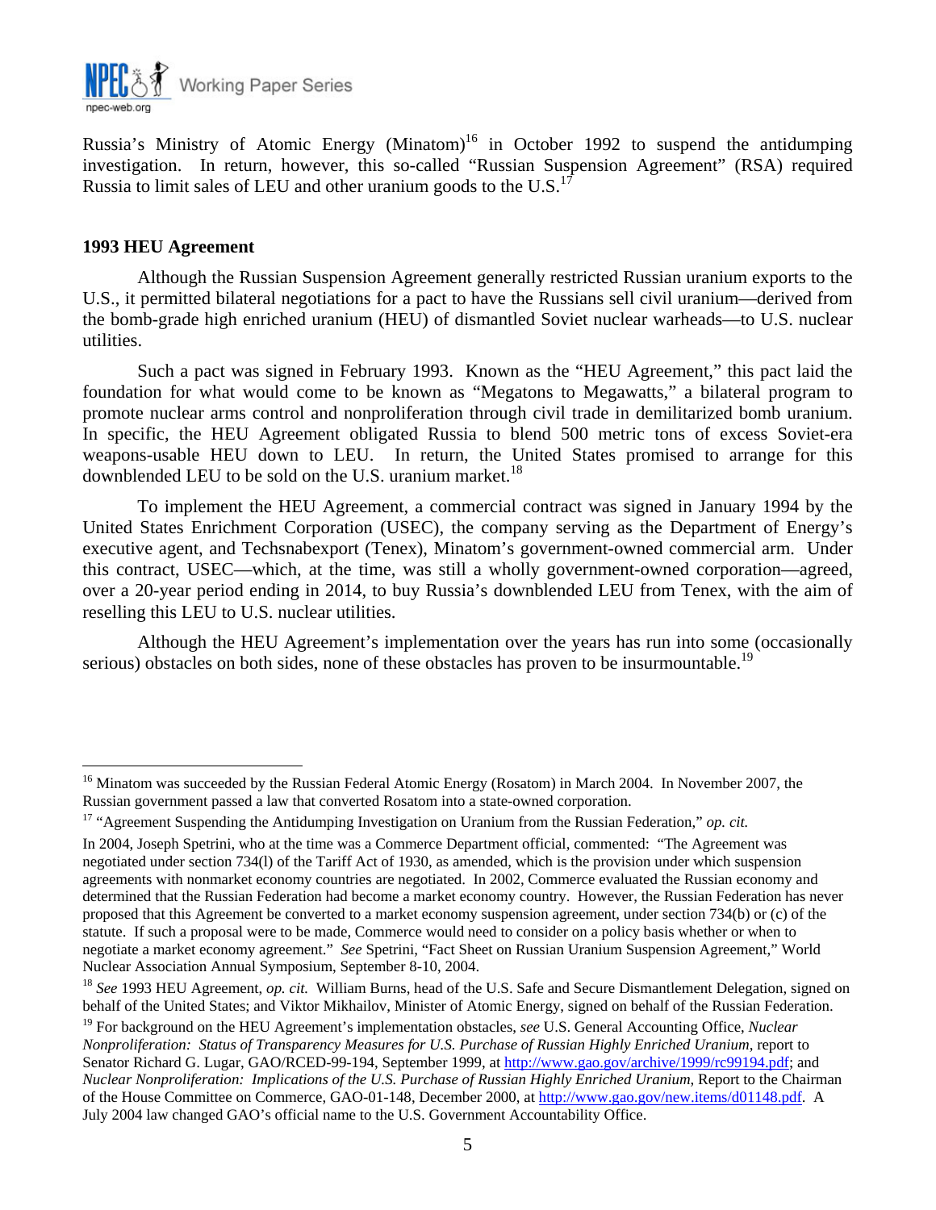Russia's Ministry of Atomic Energy (Minatom)[16] in October 1992 to suspend the antidumping investigation. In return, however, this so-called "Russian Suspension Agreement" (RSA) required Russia to limit sales of LEU and other uranium goods to the U.S.[17]

**1993 HEU Agreement**

Although the Russian Suspension Agreement generally restricted Russian uranium exports to the U.S., it permitted bilateral negotiations for a pact to have the Russians sell civil uranium—derived from the bomb-grade high enriched uranium (HEU) of dismantled Soviet nuclear warheads—to U.S. nuclear utilities.

Such a pact was signed in February 1993. Known as the "HEU Agreement," this pact laid the foundation for what would come to be known as "Megatons to Megawatts," a bilateral program to promote nuclear arms control and nonproliferation through civil trade in demilitarized bomb uranium. In specific, the HEU Agreement obligated Russia to blend 500 metric tons of excess Soviet-era weapons-usable HEU down to LEU. In return, the United States promised to arrange for this downblended LEU to be sold on the U.S. uranium market.[18]

To implement the HEU Agreement, a commercial contract was signed in January 1994 by the United States Enrichment Corporation (USEC), the company serving as the Department of Energy's executive agent, and Techsnabexport (Tenex), Minatom's government-owned commercial arm. Under this contract, USEC—which, at the time, was still a wholly government-owned corporation—agreed, over a 20-year period ending in 2014, to buy Russia's downblended LEU from Tenex, with the aim of reselling this LEU to U.S. nuclear utilities.

Although the HEU Agreement's implementation over the years has run into some (occasionally serious) obstacles on both sides, none of these obstacles has proven to be insurmountable.[19]

---

[16] Minatom was succeeded by the Russian Federal Atomic Energy (Rosatom) in March 2004. In November 2007, the Russian government passed a law that converted Rosatom into a state-owned corporation.

[17] "Agreement Suspending the Antidumping Investigation on Uranium from the Russian Federation," *op. cit.*

In 2004, Joseph Spetrini, who at the time was a Commerce Department official, commented: "The Agreement was negotiated under section 734(l) of the Tariff Act of 1930, as amended, which is the provision under which suspension agreements with nonmarket economy countries are negotiated. In 2002, Commerce evaluated the Russian economy and determined that the Russian Federation had become a market economy country. However, the Russian Federation has never proposed that this Agreement be converted to a market economy suspension agreement, under section 734(b) or (c) of the statute. If such a proposal were to be made, Commerce would need to consider on a policy basis whether or when to negotiate a market economy agreement." *See* Spetrini, "Fact Sheet on Russian Uranium Suspension Agreement," World Nuclear Association Annual Symposium, September 8-10, 2004.

[18] *See* 1993 HEU Agreement, *op. cit.* William Burns, head of the U.S. Safe and Secure Dismantlement Delegation, signed on behalf of the United States; and Viktor Mikhailov, Minister of Atomic Energy, signed on behalf of the Russian Federation.

[19] For background on the HEU Agreement's implementation obstacles, *see* U.S. General Accounting Office, *Nuclear Nonproliferation: Status of Transparency Measures for U.S. Purchase of Russian Highly Enriched Uranium*, report to Senator Richard G. Lugar, GAO/RCED-99-194, September 1999, at http://www.gao.gov/archive/1999/rc99194.pdf; and *Nuclear Nonproliferation: Implications of the U.S. Purchase of Russian Highly Enriched Uranium*, Report to the Chairman of the House Committee on Commerce, GAO-01-148, December 2000, at http://www.gao.gov/new.items/d01148.pdf. A July 2004 law changed GAO's official name to the U.S. Government Accountability Office.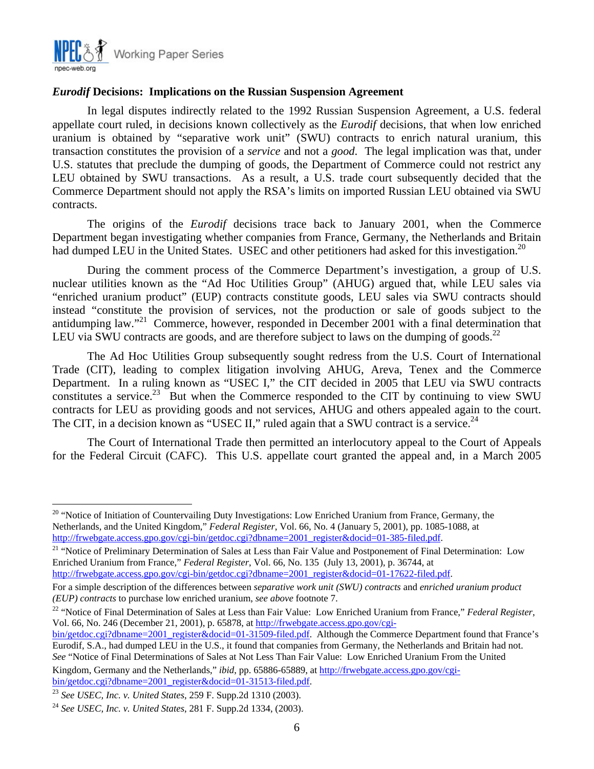## *Eurodif* Decisions: Implications on the Russian Suspension Agreement

In legal disputes indirectly related to the 1992 Russian Suspension Agreement, a U.S. federal appellate court ruled, in decisions known collectively as the *Eurodif* decisions, that when low enriched uranium is obtained by "separative work unit" (SWU) contracts to enrich natural uranium, this transaction constitutes the provision of a *service* and not a *good*. The legal implication was that, under U.S. statutes that preclude the dumping of goods, the Department of Commerce could not restrict any LEU obtained by SWU transactions. As a result, a U.S. trade court subsequently decided that the Commerce Department should not apply the RSA's limits on imported Russian LEU obtained via SWU contracts.

The origins of the *Eurodif* decisions trace back to January 2001, when the Commerce Department began investigating whether companies from France, Germany, the Netherlands and Britain had dumped LEU in the United States. USEC and other petitioners had asked for this investigation.[20]

During the comment process of the Commerce Department's investigation, a group of U.S. nuclear utilities known as the "Ad Hoc Utilities Group" (AHUG) argued that, while LEU sales via "enriched uranium product" (EUP) contracts constitute goods, LEU sales via SWU contracts should instead "constitute the provision of services, not the production or sale of goods subject to the antidumping law."[21] Commerce, however, responded in December 2001 with a final determination that LEU via SWU contracts are goods, and are therefore subject to laws on the dumping of goods.[22]

The Ad Hoc Utilities Group subsequently sought redress from the U.S. Court of International Trade (CIT), leading to complex litigation involving AHUG, Areva, Tenex and the Commerce Department. In a ruling known as "USEC I," the CIT decided in 2005 that LEU via SWU contracts constitutes a service.[23] But when the Commerce responded to the CIT by continuing to view SWU contracts for LEU as providing goods and not services, AHUG and others appealed again to the court. The CIT, in a decision known as "USEC II," ruled again that a SWU contract is a service.[24]

The Court of International Trade then permitted an interlocutory appeal to the Court of Appeals for the Federal Circuit (CAFC). This U.S. appellate court granted the appeal and, in a March 2005

---

[20] "Notice of Initiation of Countervailing Duty Investigations: Low Enriched Uranium from France, Germany, the Netherlands, and the United Kingdom," *Federal Register*, Vol. 66, No. 4 (January 5, 2001), pp. 1085-1088, at http://frwebgate.access.gpo.gov/cgi-bin/getdoc.cgi?dbname=2001_register&docid=01-385-filed.pdf.

[21] "Notice of Preliminary Determination of Sales at Less than Fair Value and Postponement of Final Determination: Low Enriched Uranium from France," *Federal Register*, Vol. 66, No. 135 (July 13, 2001), p. 36744, at http://frwebgate.access.gpo.gov/cgi-bin/getdoc.cgi?dbname=2001_register&docid=01-17622-filed.pdf.

For a simple description of the differences between *separative work unit (SWU) contracts* and *enriched uranium product (EUP) contracts* to purchase low enriched uranium, *see above* footnote 7.

[22] "Notice of Final Determination of Sales at Less than Fair Value: Low Enriched Uranium from France," *Federal Register*, Vol. 66, No. 246 (December 21, 2001), p. 65878, at http://frwebgate.access.gpo.gov/cgi-bin/getdoc.cgi?dbname=2001_register&docid=01-31509-filed.pdf. Although the Commerce Department found that France's Eurodif, S.A., had dumped LEU in the U.S., it found that companies from Germany, the Netherlands and Britain had not. *See* "Notice of Final Determinations of Sales at Not Less Than Fair Value: Low Enriched Uranium From the United Kingdom, Germany and the Netherlands," *ibid*, pp. 65886-65889, at http://frwebgate.access.gpo.gov/cgi-bin/getdoc.cgi?dbname=2001_register&docid=01-31513-filed.pdf.

[23] *See USEC, Inc. v. United States*, 259 F. Supp.2d 1310 (2003).

[24] *See USEC, Inc. v. United States*, 281 F. Supp.2d 1334, (2003).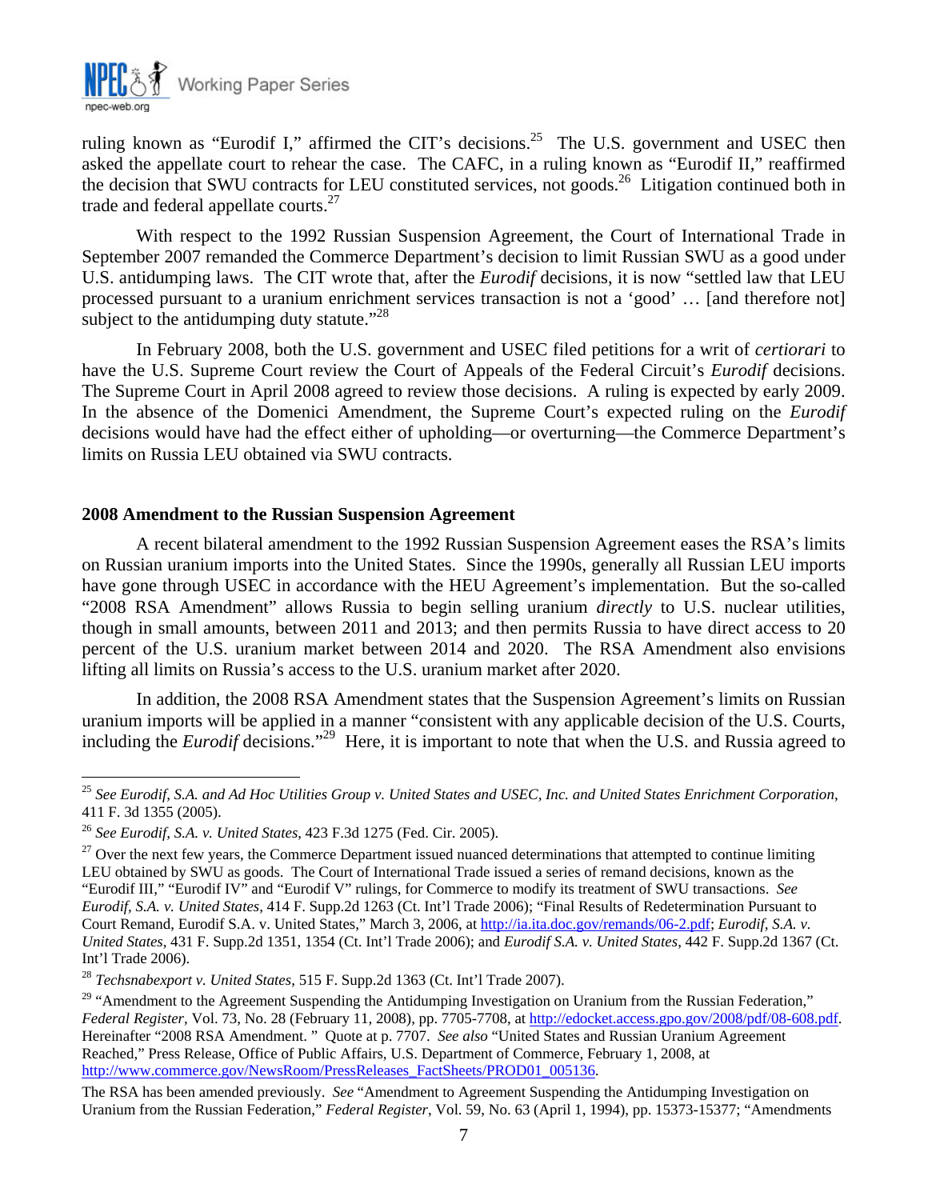ruling known as "Eurodif I," affirmed the CIT's decisions.[25] The U.S. government and USEC then asked the appellate court to rehear the case. The CAFC, in a ruling known as "Eurodif II," reaffirmed the decision that SWU contracts for LEU constituted services, not goods.[26] Litigation continued both in trade and federal appellate courts.[27]

With respect to the 1992 Russian Suspension Agreement, the Court of International Trade in September 2007 remanded the Commerce Department's decision to limit Russian SWU as a good under U.S. antidumping laws. The CIT wrote that, after the *Eurodif* decisions, it is now "settled law that LEU processed pursuant to a uranium enrichment services transaction is not a 'good' … [and therefore not] subject to the antidumping duty statute."[28]

In February 2008, both the U.S. government and USEC filed petitions for a writ of *certiorari* to have the U.S. Supreme Court review the Court of Appeals of the Federal Circuit's *Eurodif* decisions. The Supreme Court in April 2008 agreed to review those decisions. A ruling is expected by early 2009. In the absence of the Domenici Amendment, the Supreme Court's expected ruling on the *Eurodif* decisions would have had the effect either of upholding—or overturning—the Commerce Department's limits on Russia LEU obtained via SWU contracts.

## 2008 Amendment to the Russian Suspension Agreement

A recent bilateral amendment to the 1992 Russian Suspension Agreement eases the RSA's limits on Russian uranium imports into the United States. Since the 1990s, generally all Russian LEU imports have gone through USEC in accordance with the HEU Agreement's implementation. But the so-called "2008 RSA Amendment" allows Russia to begin selling uranium *directly* to U.S. nuclear utilities, though in small amounts, between 2011 and 2013; and then permits Russia to have direct access to 20 percent of the U.S. uranium market between 2014 and 2020. The RSA Amendment also envisions lifting all limits on Russia's access to the U.S. uranium market after 2020.

In addition, the 2008 RSA Amendment states that the Suspension Agreement's limits on Russian uranium imports will be applied in a manner "consistent with any applicable decision of the U.S. Courts, including the *Eurodif* decisions."[29] Here, it is important to note that when the U.S. and Russia agreed to

---

[25] *See Eurodif, S.A. and Ad Hoc Utilities Group v. United States and USEC, Inc. and United States Enrichment Corporation*, 411 F. 3d 1355 (2005).

[26] *See Eurodif, S.A. v. United States*, 423 F.3d 1275 (Fed. Cir. 2005).

[27] Over the next few years, the Commerce Department issued nuanced determinations that attempted to continue limiting LEU obtained by SWU as goods. The Court of International Trade issued a series of remand decisions, known as the "Eurodif III," "Eurodif IV" and "Eurodif V" rulings, for Commerce to modify its treatment of SWU transactions. *See Eurodif, S.A. v. United States*, 414 F. Supp.2d 1263 (Ct. Int'l Trade 2006); "Final Results of Redetermination Pursuant to Court Remand, Eurodif S.A. v. United States," March 3, 2006, at http://ia.ita.doc.gov/remands/06-2.pdf; *Eurodif, S.A. v. United States*, 431 F. Supp.2d 1351, 1354 (Ct. Int'l Trade 2006); and *Eurodif S.A. v. United States*, 442 F. Supp.2d 1367 (Ct. Int'l Trade 2006).

[28] *Techsnabexport v. United States*, 515 F. Supp.2d 1363 (Ct. Int'l Trade 2007).

[29] "Amendment to the Agreement Suspending the Antidumping Investigation on Uranium from the Russian Federation," *Federal Register*, Vol. 73, No. 28 (February 11, 2008), pp. 7705-7708, at http://edocket.access.gpo.gov/2008/pdf/08-608.pdf. Hereinafter "2008 RSA Amendment." Quote at p. 7707. *See also* "United States and Russian Uranium Agreement Reached," Press Release, Office of Public Affairs, U.S. Department of Commerce, February 1, 2008, at http://www.commerce.gov/NewsRoom/PressReleases_FactSheets/PROD01_005136.

The RSA has been amended previously. *See* "Amendment to Agreement Suspending the Antidumping Investigation on Uranium from the Russian Federation," *Federal Register*, Vol. 59, No. 63 (April 1, 1994), pp. 15373-15377; "Amendments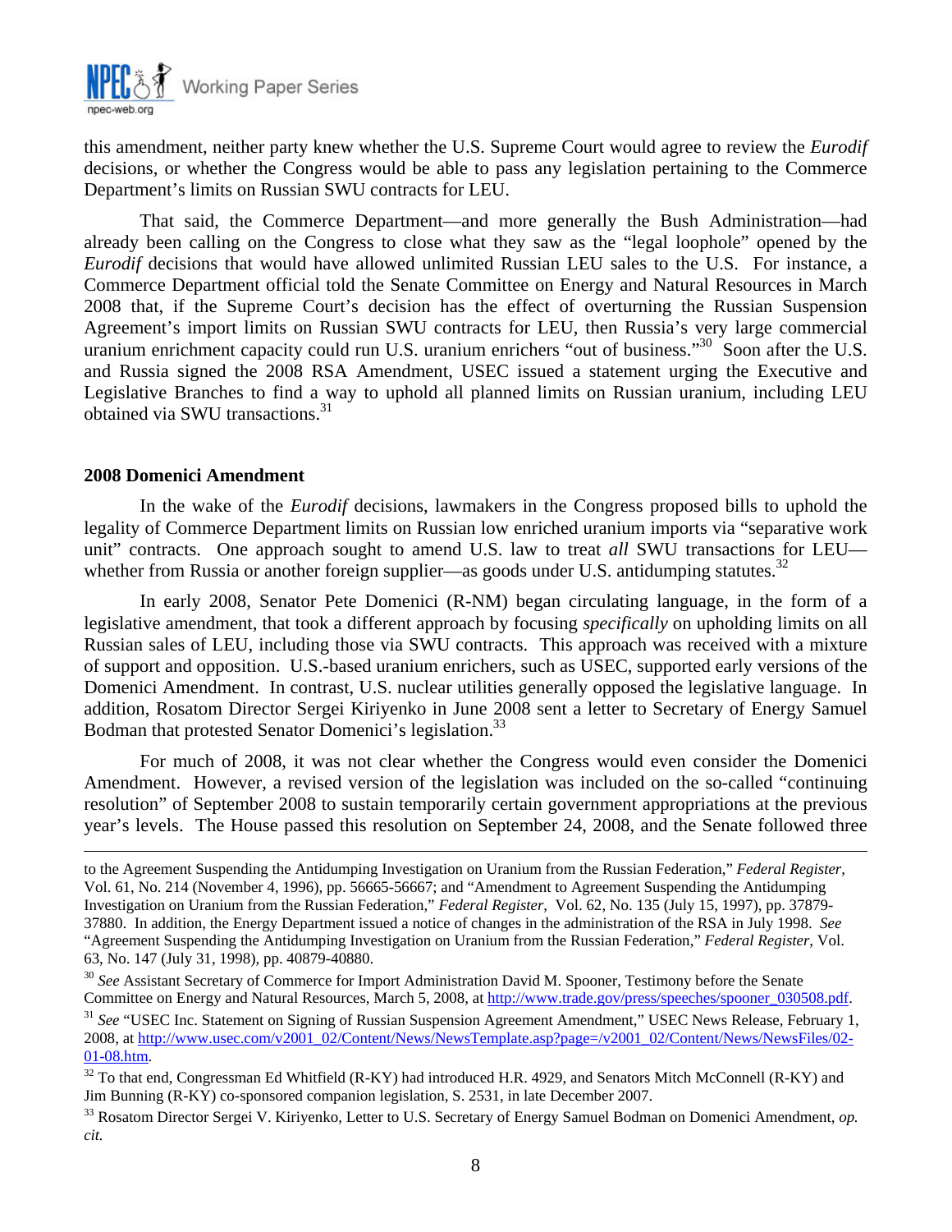this amendment, neither party knew whether the U.S. Supreme Court would agree to review the *Eurodif* decisions, or whether the Congress would be able to pass any legislation pertaining to the Commerce Department's limits on Russian SWU contracts for LEU.

That said, the Commerce Department—and more generally the Bush Administration—had already been calling on the Congress to close what they saw as the "legal loophole" opened by the *Eurodif* decisions that would have allowed unlimited Russian LEU sales to the U.S. For instance, a Commerce Department official told the Senate Committee on Energy and Natural Resources in March 2008 that, if the Supreme Court's decision has the effect of overturning the Russian Suspension Agreement's import limits on Russian SWU contracts for LEU, then Russia's very large commercial uranium enrichment capacity could run U.S. uranium enrichers "out of business."[30] Soon after the U.S. and Russia signed the 2008 RSA Amendment, USEC issued a statement urging the Executive and Legislative Branches to find a way to uphold all planned limits on Russian uranium, including LEU obtained via SWU transactions.[31]

**2008 Domenici Amendment**

In the wake of the *Eurodif* decisions, lawmakers in the Congress proposed bills to uphold the legality of Commerce Department limits on Russian low enriched uranium imports via "separative work unit" contracts. One approach sought to amend U.S. law to treat *all* SWU transactions for LEU—whether from Russia or another foreign supplier—as goods under U.S. antidumping statutes.[32]

In early 2008, Senator Pete Domenici (R-NM) began circulating language, in the form of a legislative amendment, that took a different approach by focusing *specifically* on upholding limits on all Russian sales of LEU, including those via SWU contracts. This approach was received with a mixture of support and opposition. U.S.-based uranium enrichers, such as USEC, supported early versions of the Domenici Amendment. In contrast, U.S. nuclear utilities generally opposed the legislative language. In addition, Rosatom Director Sergei Kiriyenko in June 2008 sent a letter to Secretary of Energy Samuel Bodman that protested Senator Domenici's legislation.[33]

For much of 2008, it was not clear whether the Congress would even consider the Domenici Amendment. However, a revised version of the legislation was included on the so-called "continuing resolution" of September 2008 to sustain temporarily certain government appropriations at the previous year's levels. The House passed this resolution on September 24, 2008, and the Senate followed three

---

to the Agreement Suspending the Antidumping Investigation on Uranium from the Russian Federation," *Federal Register*, Vol. 61, No. 214 (November 4, 1996), pp. 56665-56667; and "Amendment to Agreement Suspending the Antidumping Investigation on Uranium from the Russian Federation," *Federal Register*, Vol. 62, No. 135 (July 15, 1997), pp. 37879-37880. In addition, the Energy Department issued a notice of changes in the administration of the RSA in July 1998. *See* "Agreement Suspending the Antidumping Investigation on Uranium from the Russian Federation," *Federal Register*, Vol. 63, No. 147 (July 31, 1998), pp. 40879-40880.

[30] *See* Assistant Secretary of Commerce for Import Administration David M. Spooner, Testimony before the Senate Committee on Energy and Natural Resources, March 5, 2008, at http://www.trade.gov/press/speeches/spooner_030508.pdf.

[31] *See* "USEC Inc. Statement on Signing of Russian Suspension Agreement Amendment," USEC News Release, February 1, 2008, at http://www.usec.com/v2001_02/Content/News/NewsTemplate.asp?page=/v2001_02/Content/News/NewsFiles/02-01-08.htm.

[32] To that end, Congressman Ed Whitfield (R-KY) had introduced H.R. 4929, and Senators Mitch McConnell (R-KY) and Jim Bunning (R-KY) co-sponsored companion legislation, S. 2531, in late December 2007.

[33] Rosatom Director Sergei V. Kiriyenko, Letter to U.S. Secretary of Energy Samuel Bodman on Domenici Amendment, *op. cit.*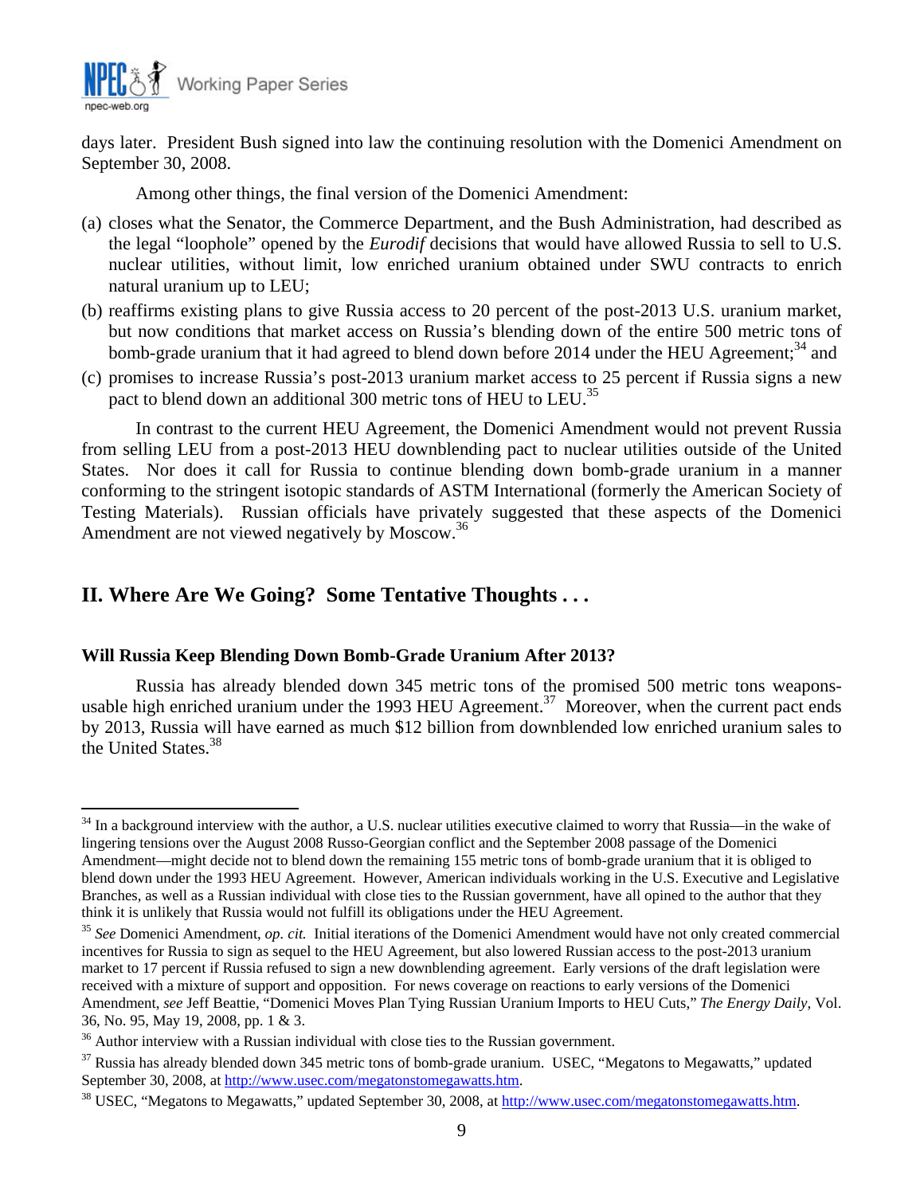days later. President Bush signed into law the continuing resolution with the Domenici Amendment on September 30, 2008.

Among other things, the final version of the Domenici Amendment:

(a) closes what the Senator, the Commerce Department, and the Bush Administration, had described as the legal "loophole" opened by the *Eurodif* decisions that would have allowed Russia to sell to U.S. nuclear utilities, without limit, low enriched uranium obtained under SWU contracts to enrich natural uranium up to LEU;

(b) reaffirms existing plans to give Russia access to 20 percent of the post-2013 U.S. uranium market, but now conditions that market access on Russia's blending down of the entire 500 metric tons of bomb-grade uranium that it had agreed to blend down before 2014 under the HEU Agreement;[34] and

(c) promises to increase Russia's post-2013 uranium market access to 25 percent if Russia signs a new pact to blend down an additional 300 metric tons of HEU to LEU.[35]

In contrast to the current HEU Agreement, the Domenici Amendment would not prevent Russia from selling LEU from a post-2013 HEU downblending pact to nuclear utilities outside of the United States. Nor does it call for Russia to continue blending down bomb-grade uranium in a manner conforming to the stringent isotopic standards of ASTM International (formerly the American Society of Testing Materials). Russian officials have privately suggested that these aspects of the Domenici Amendment are not viewed negatively by Moscow.[36]

## II. Where Are We Going? Some Tentative Thoughts . . .

### Will Russia Keep Blending Down Bomb-Grade Uranium After 2013?

Russia has already blended down 345 metric tons of the promised 500 metric tons weapons-usable high enriched uranium under the 1993 HEU Agreement.[37] Moreover, when the current pact ends by 2013, Russia will have earned as much $12 billion from downblended low enriched uranium sales to the United States.[38]

---

[34] In a background interview with the author, a U.S. nuclear utilities executive claimed to worry that Russia—in the wake of lingering tensions over the August 2008 Russo-Georgian conflict and the September 2008 passage of the Domenici Amendment—might decide not to blend down the remaining 155 metric tons of bomb-grade uranium that it is obliged to blend down under the 1993 HEU Agreement. However, American individuals working in the U.S. Executive and Legislative Branches, as well as a Russian individual with close ties to the Russian government, have all opined to the author that they think it is unlikely that Russia would not fulfill its obligations under the HEU Agreement.

[35] *See* Domenici Amendment, *op. cit.* Initial iterations of the Domenici Amendment would have not only created commercial incentives for Russia to sign as sequel to the HEU Agreement, but also lowered Russian access to the post-2013 uranium market to 17 percent if Russia refused to sign a new downblending agreement. Early versions of the draft legislation were received with a mixture of support and opposition. For news coverage on reactions to early versions of the Domenici Amendment, *see* Jeff Beattie, "Domenici Moves Plan Tying Russian Uranium Imports to HEU Cuts," *The Energy Daily*, Vol. 36, No. 95, May 19, 2008, pp. 1 & 3.

[36] Author interview with a Russian individual with close ties to the Russian government.

[37] Russia has already blended down 345 metric tons of bomb-grade uranium. USEC, "Megatons to Megawatts," updated September 30, 2008, at http://www.usec.com/megatonstomegawatts.htm.

[38] USEC, "Megatons to Megawatts," updated September 30, 2008, at http://www.usec.com/megatonstomegawatts.htm.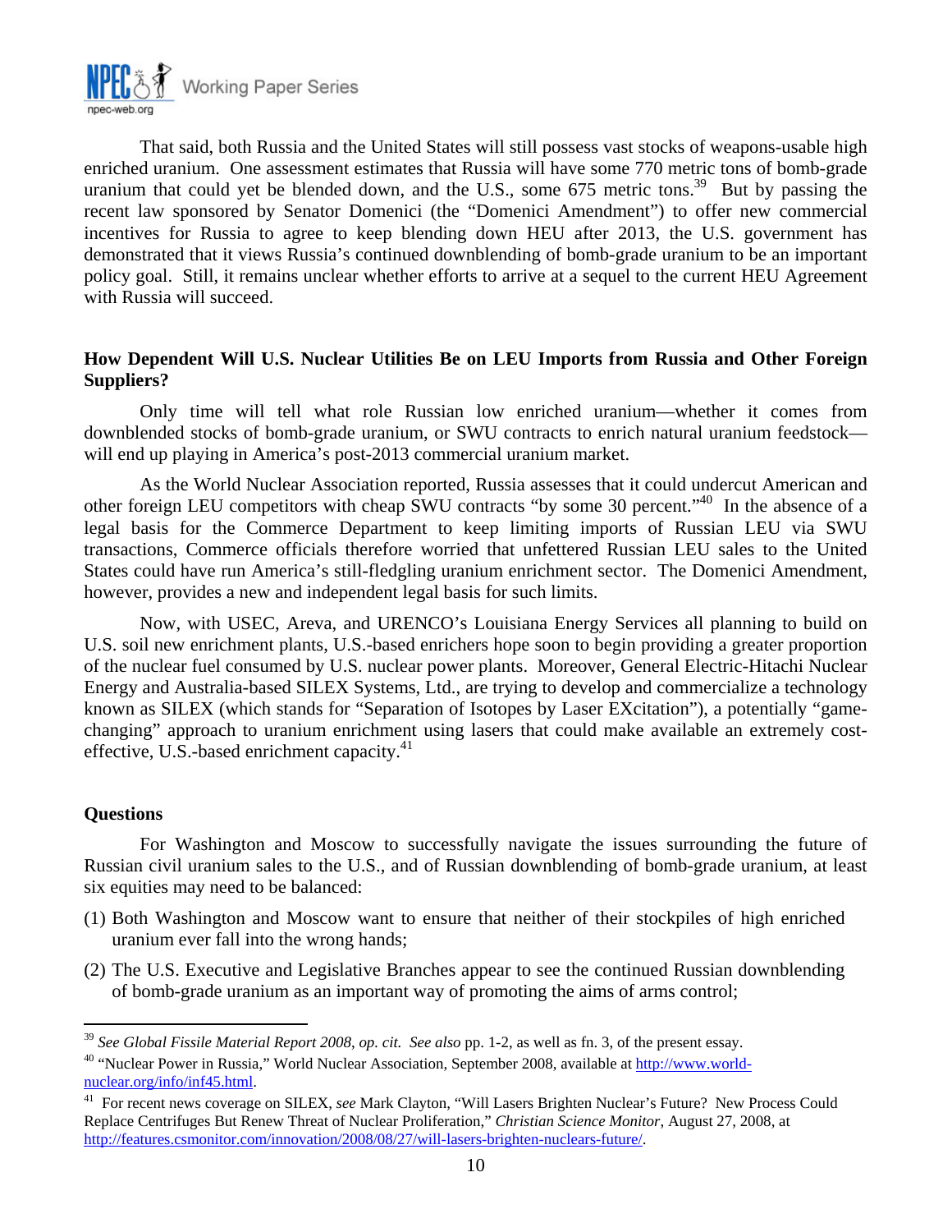That said, both Russia and the United States will still possess vast stocks of weapons-usable high enriched uranium. One assessment estimates that Russia will have some 770 metric tons of bomb-grade uranium that could yet be blended down, and the U.S., some 675 metric tons.[39] But by passing the recent law sponsored by Senator Domenici (the "Domenici Amendment") to offer new commercial incentives for Russia to agree to keep blending down HEU after 2013, the U.S. government has demonstrated that it views Russia's continued downblending of bomb-grade uranium to be an important policy goal. Still, it remains unclear whether efforts to arrive at a sequel to the current HEU Agreement with Russia will succeed.

**How Dependent Will U.S. Nuclear Utilities Be on LEU Imports from Russia and Other Foreign Suppliers?**

Only time will tell what role Russian low enriched uranium—whether it comes from downblended stocks of bomb-grade uranium, or SWU contracts to enrich natural uranium feedstock—will end up playing in America's post-2013 commercial uranium market.

As the World Nuclear Association reported, Russia assesses that it could undercut American and other foreign LEU competitors with cheap SWU contracts "by some 30 percent."[40] In the absence of a legal basis for the Commerce Department to keep limiting imports of Russian LEU via SWU transactions, Commerce officials therefore worried that unfettered Russian LEU sales to the United States could have run America's still-fledgling uranium enrichment sector. The Domenici Amendment, however, provides a new and independent legal basis for such limits.

Now, with USEC, Areva, and URENCO's Louisiana Energy Services all planning to build on U.S. soil new enrichment plants, U.S.-based enrichers hope soon to begin providing a greater proportion of the nuclear fuel consumed by U.S. nuclear power plants. Moreover, General Electric-Hitachi Nuclear Energy and Australia-based SILEX Systems, Ltd., are trying to develop and commercialize a technology known as SILEX (which stands for "Separation of Isotopes by Laser EXcitation"), a potentially "game-changing" approach to uranium enrichment using lasers that could make available an extremely cost-effective, U.S.-based enrichment capacity.[41]

**Questions**

For Washington and Moscow to successfully navigate the issues surrounding the future of Russian civil uranium sales to the U.S., and of Russian downblending of bomb-grade uranium, at least six equities may need to be balanced:

(1) Both Washington and Moscow want to ensure that neither of their stockpiles of high enriched uranium ever fall into the wrong hands;

(2) The U.S. Executive and Legislative Branches appear to see the continued Russian downblending of bomb-grade uranium as an important way of promoting the aims of arms control;

---

[39] *See Global Fissile Material Report 2008*, *op. cit.* *See also* pp. 1-2, as well as fn. 3, of the present essay.

[40] "Nuclear Power in Russia," World Nuclear Association, September 2008, available at http://www.world-nuclear.org/info/inf45.html.

[41] For recent news coverage on SILEX, *see* Mark Clayton, "Will Lasers Brighten Nuclear's Future? New Process Could Replace Centrifuges But Renew Threat of Nuclear Proliferation," *Christian Science Monitor*, August 27, 2008, at http://features.csmonitor.com/innovation/2008/08/27/will-lasers-brighten-nuclears-future/.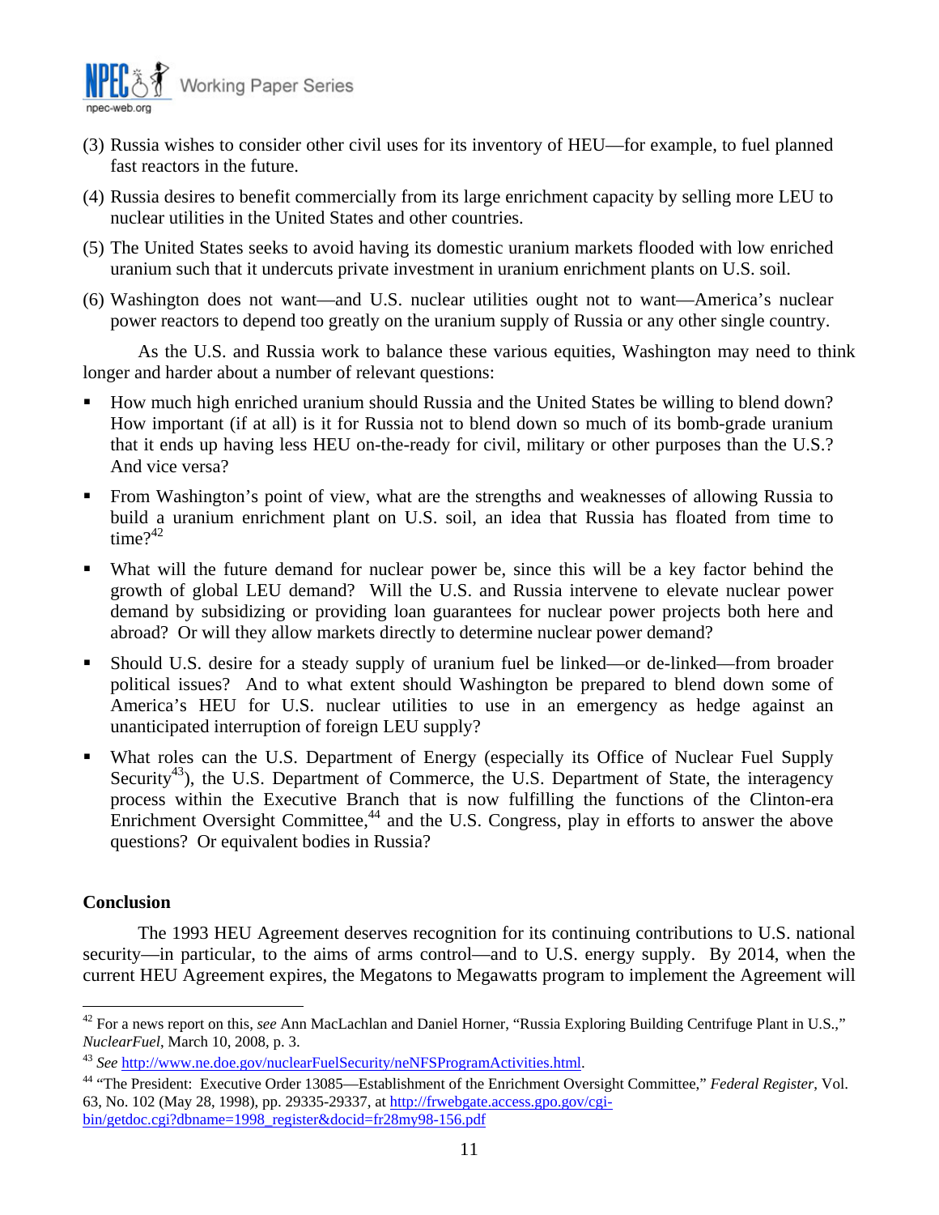(3) Russia wishes to consider other civil uses for its inventory of HEU—for example, to fuel planned fast reactors in the future.

(4) Russia desires to benefit commercially from its large enrichment capacity by selling more LEU to nuclear utilities in the United States and other countries.

(5) The United States seeks to avoid having its domestic uranium markets flooded with low enriched uranium such that it undercuts private investment in uranium enrichment plants on U.S. soil.

(6) Washington does not want—and U.S. nuclear utilities ought not to want—America's nuclear power reactors to depend too greatly on the uranium supply of Russia or any other single country.

As the U.S. and Russia work to balance these various equities, Washington may need to think longer and harder about a number of relevant questions:

- How much high enriched uranium should Russia and the United States be willing to blend down? How important (if at all) is it for Russia not to blend down so much of its bomb-grade uranium that it ends up having less HEU on-the-ready for civil, military or other purposes than the U.S.? And vice versa?
- From Washington's point of view, what are the strengths and weaknesses of allowing Russia to build a uranium enrichment plant on U.S. soil, an idea that Russia has floated from time to time?[42]
- What will the future demand for nuclear power be, since this will be a key factor behind the growth of global LEU demand? Will the U.S. and Russia intervene to elevate nuclear power demand by subsidizing or providing loan guarantees for nuclear power projects both here and abroad? Or will they allow markets directly to determine nuclear power demand?
- Should U.S. desire for a steady supply of uranium fuel be linked—or de-linked—from broader political issues? And to what extent should Washington be prepared to blend down some of America's HEU for U.S. nuclear utilities to use in an emergency as hedge against an unanticipated interruption of foreign LEU supply?
- What roles can the U.S. Department of Energy (especially its Office of Nuclear Fuel Supply Security[43]), the U.S. Department of Commerce, the U.S. Department of State, the interagency process within the Executive Branch that is now fulfilling the functions of the Clinton-era Enrichment Oversight Committee,[44] and the U.S. Congress, play in efforts to answer the above questions? Or equivalent bodies in Russia?

**Conclusion**

The 1993 HEU Agreement deserves recognition for its continuing contributions to U.S. national security—in particular, to the aims of arms control—and to U.S. energy supply. By 2014, when the current HEU Agreement expires, the Megatons to Megawatts program to implement the Agreement will

---

[42] For a news report on this, *see* Ann MacLachlan and Daniel Horner, "Russia Exploring Building Centrifuge Plant in U.S.," *NuclearFuel*, March 10, 2008, p. 3.

[43] *See* http://www.ne.doe.gov/nuclearFuelSecurity/neNFSProgramActivities.html.

[44] "The President: Executive Order 13085—Establishment of the Enrichment Oversight Committee," *Federal Register*, Vol. 63, No. 102 (May 28, 1998), pp. 29335-29337, at http://frwebgate.access.gpo.gov/cgi-bin/getdoc.cgi?dbname=1998_register&docid=fr28my98-156.pdf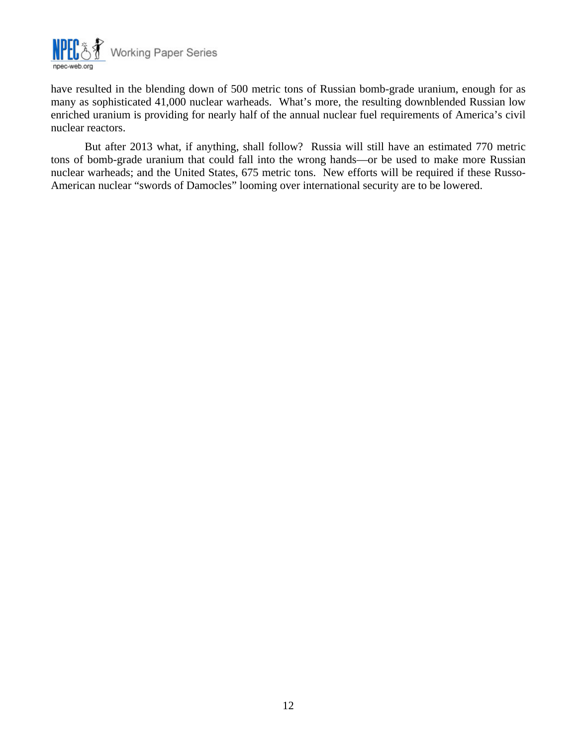have resulted in the blending down of 500 metric tons of Russian bomb-grade uranium, enough for as many as sophisticated 41,000 nuclear warheads. What's more, the resulting downblended Russian low enriched uranium is providing for nearly half of the annual nuclear fuel requirements of America's civil nuclear reactors.

But after 2013 what, if anything, shall follow? Russia will still have an estimated 770 metric tons of bomb-grade uranium that could fall into the wrong hands—or be used to make more Russian nuclear warheads; and the United States, 675 metric tons. New efforts will be required if these Russo-American nuclear "swords of Damocles" looming over international security are to be lowered.